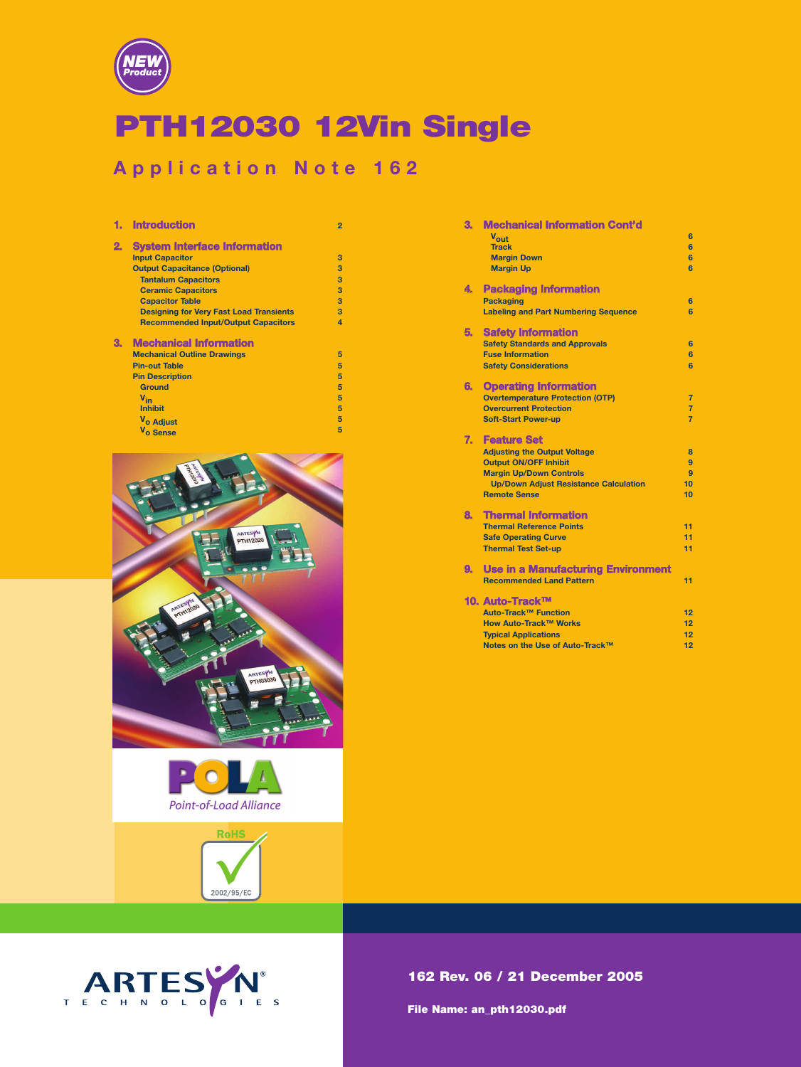NEW Product

# PTH12030 12Vin Single

## Application Note 162

| Section | Page |
|---|---|
| **1. Introduction** | 2 |
| **2. System Interface Information** | |
| Input Capacitor | 3 |
| Output Capacitance (Optional) | 3 |
| Tantalum Capacitors | 3 |
| Ceramic Capacitors | 3 |
| Capacitor Table | 3 |
| Designing for Very Fast Load Transients | 3 |
| Recommended Input/Output Capacitors | 4 |
| **3. Mechanical Information** | |
| Mechanical Outline Drawings | 5 |
| Pin-out Table | 5 |
| Pin Description | 5 |
| Ground | 5 |
| $V_{in}$ | 5 |
| Inhibit | 5 |
| $V_o$ Adjust | 5 |
| $V_o$ Sense | 5 |
| **3. Mechanical Information Cont'd** | |
| $V_{out}$ | 6 |
| Track | 6 |
| Margin Down | 6 |
| Margin Up | 6 |
| **4. Packaging Information** | |
| Packaging | 6 |
| Labeling and Part Numbering Sequence | 6 |
| **5. Safety Information** | |
| Safety Standards and Approvals | 6 |
| Fuse Information | 6 |
| Safety Considerations | 6 |
| **6. Operating Information** | |
| Overtemperature Protection (OTP) | 7 |
| Overcurrent Protection | 7 |
| Soft-Start Power-up | 7 |
| **7. Feature Set** | |
| Adjusting the Output Voltage | 8 |
| Output ON/OFF Inhibit | 9 |
| Margin Up/Down Controls | 9 |
| Up/Down Adjust Resistance Calculation | 10 |
| Remote Sense | 10 |
| **8. Thermal Information** | |
| Thermal Reference Points | 11 |
| Safe Operating Curve | 11 |
| Thermal Test Set-up | 11 |
| **9. Use in a Manufacturing Environment** | |
| Recommended Land Pattern | 11 |
| **10. Auto-Track™** | |
| Auto-Track™ Function | 12 |
| How Auto-Track™ Works | 12 |
| Typical Applications | 12 |
| Notes on the Use of Auto-Track™ | 12 |

POLA Point-of-Load Alliance

RoHS 2002/95/EC

ARTESYN TECHNOLOGIES

**162 Rev. 06 / 21 December 2005**

**File Name: an_pth12030.pdf**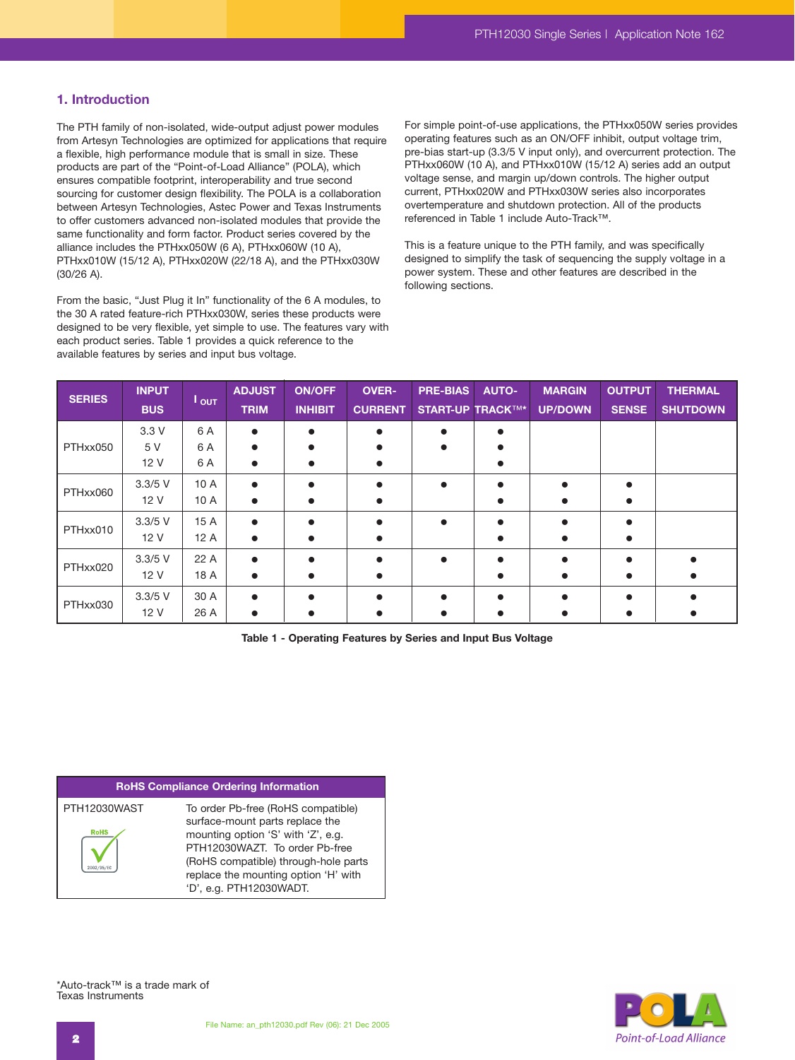## 1. Introduction

The PTH family of non-isolated, wide-output adjust power modules from Artesyn Technologies are optimized for applications that require a flexible, high performance module that is small in size. These products are part of the "Point-of-Load Alliance" (POLA), which ensures compatible footprint, interoperability and true second sourcing for customer design flexibility. The POLA is a collaboration between Artesyn Technologies, Astec Power and Texas Instruments to offer customers advanced non-isolated modules that provide the same functionality and form factor. Product series covered by the alliance includes the PTHxx050W (6 A), PTHxx060W (10 A), PTHxx010W (15/12 A), PTHxx020W (22/18 A), and the PTHxx030W (30/26 A).

From the basic, "Just Plug it In" functionality of the 6 A modules, to the 30 A rated feature-rich PTHxx030W, series these products were designed to be very flexible, yet simple to use. The features vary with each product series. Table 1 provides a quick reference to the available features by series and input bus voltage.

For simple point-of-use applications, the PTHxx050W series provides operating features such as an ON/OFF inhibit, output voltage trim, pre-bias start-up (3.3/5 V input only), and overcurrent protection. The PTHxx060W (10 A), and PTHxx010W (15/12 A) series add an output voltage sense, and margin up/down controls. The higher output current, PTHxx020W and PTHxx030W series also incorporates overtemperature and shutdown protection. All of the products referenced in Table 1 include Auto-Track™.

This is a feature unique to the PTH family, and was specifically designed to simplify the task of sequencing the supply voltage in a power system. These and other features are described in the following sections.

| SERIES | INPUT BUS | $I_{OUT}$ | ADJUST TRIM | ON/OFF INHIBIT | OVER-CURRENT | PRE-BIAS START-UP | AUTO-TRACK™* | MARGIN UP/DOWN | OUTPUT SENSE | THERMAL SHUTDOWN |
|---|---|---|---|---|---|---|---|---|---|---|
| PTHxx050 | 3.3 V | 6 A | ● | ● | ● | ● | ● | | | |
| | 5 V | 6 A | ● | ● | ● | ● | ● | | | |
| | 12 V | 6 A | ● | ● | ● | | ● | | | |
| PTHxx060 | 3.3/5 V | 10 A | ● | ● | ● | ● | ● | ● | ● | |
| | 12 V | 10 A | ● | ● | ● | | ● | ● | ● | |
| PTHxx010 | 3.3/5 V | 15 A | ● | ● | ● | ● | ● | ● | ● | |
| | 12 V | 12 A | ● | ● | ● | | ● | ● | ● | |
| PTHxx020 | 3.3/5 V | 22 A | ● | ● | ● | ● | ● | ● | ● | ● |
| | 12 V | 18 A | ● | ● | ● | | ● | ● | ● | ● |
| PTHxx030 | 3.3/5 V | 30 A | ● | ● | ● | ● | ● | ● | ● | ● |
| | 12 V | 26 A | ● | ● | ● | ● | ● | ● | ● | ● |

**Table 1 - Operating Features by Series and Input Bus Voltage**

| RoHS Compliance Ordering Information | |
|---|---|
| PTH12030WAST | To order Pb-free (RoHS compatible) surface-mount parts replace the mounting option 'S' with 'Z', e.g. PTH12030WAZT. To order Pb-free (RoHS compatible) through-hole parts replace the mounting option 'H' with 'D', e.g. PTH12030WADT. |

*Auto-track™ is a trade mark of Texas Instruments

File Name: an_pth12030.pdf Rev (06): 21 Dec 2005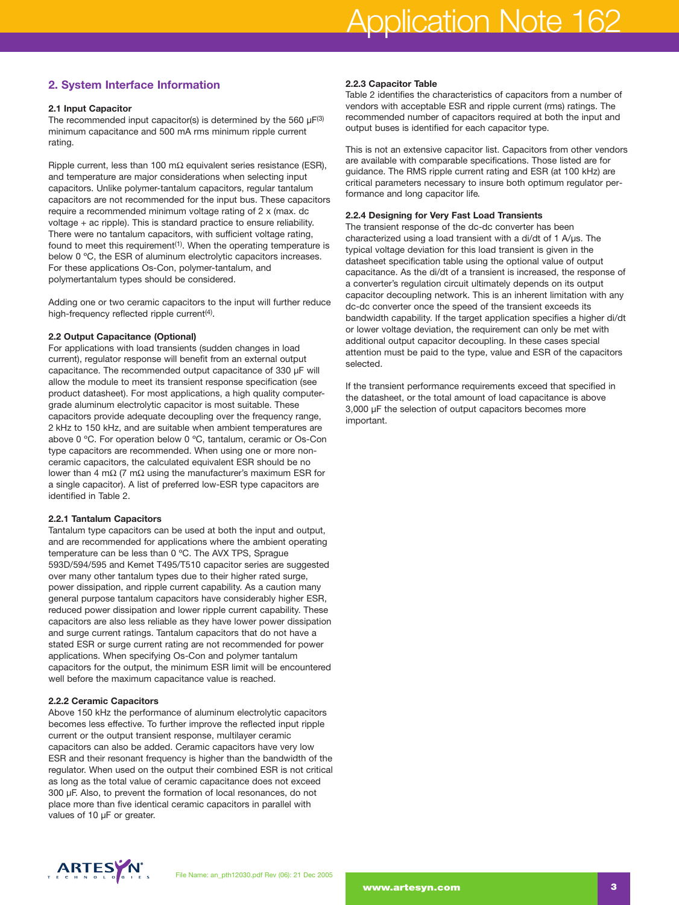## 2. System Interface Information

### 2.1 Input Capacitor

The recommended input capacitor(s) is determined by the 560 µF[3] minimum capacitance and 500 mA rms minimum ripple current rating.

Ripple current, less than 100 mΩ equivalent series resistance (ESR), and temperature are major considerations when selecting input capacitors. Unlike polymer-tantalum capacitors, regular tantalum capacitors are not recommended for the input bus. These capacitors require a recommended minimum voltage rating of 2 x (max. dc voltage + ac ripple). This is standard practice to ensure reliability. There were no tantalum capacitors, with sufficient voltage rating, found to meet this requirement[1]. When the operating temperature is below 0 ºC, the ESR of aluminum electrolytic capacitors increases. For these applications Os-Con, polymer-tantalum, and polymertantalum types should be considered.

Adding one or two ceramic capacitors to the input will further reduce high-frequency reflected ripple current[4].

### 2.2 Output Capacitance (Optional)

For applications with load transients (sudden changes in load current), regulator response will benefit from an external output capacitance. The recommended output capacitance of 330 µF will allow the module to meet its transient response specification (see product datasheet). For most applications, a high quality computer-grade aluminum electrolytic capacitor is most suitable. These capacitors provide adequate decoupling over the frequency range, 2 kHz to 150 kHz, and are suitable when ambient temperatures are above 0 ºC. For operation below 0 ºC, tantalum, ceramic or Os-Con type capacitors are recommended. When using one or more non-ceramic capacitors, the calculated equivalent ESR should be no lower than 4 mΩ (7 mΩ using the manufacturer's maximum ESR for a single capacitor). A list of preferred low-ESR type capacitors are identified in Table 2.

#### 2.2.1 Tantalum Capacitors

Tantalum type capacitors can be used at both the input and output, and are recommended for applications where the ambient operating temperature can be less than 0 ºC. The AVX TPS, Sprague 593D/594/595 and Kemet T495/T510 capacitor series are suggested over many other tantalum types due to their higher rated surge, power dissipation, and ripple current capability. As a caution many general purpose tantalum capacitors have considerably higher ESR, reduced power dissipation and lower ripple current capability. These capacitors are also less reliable as they have lower power dissipation and surge current ratings. Tantalum capacitors that do not have a stated ESR or surge current rating are not recommended for power applications. When specifying Os-Con and polymer tantalum capacitors for the output, the minimum ESR limit will be encountered well before the maximum capacitance value is reached.

#### 2.2.2 Ceramic Capacitors

Above 150 kHz the performance of aluminum electrolytic capacitors becomes less effective. To further improve the reflected input ripple current or the output transient response, multilayer ceramic capacitors can also be added. Ceramic capacitors have very low ESR and their resonant frequency is higher than the bandwidth of the regulator. When used on the output their combined ESR is not critical as long as the total value of ceramic capacitance does not exceed 300 µF. Also, to prevent the formation of local resonances, do not place more than five identical ceramic capacitors in parallel with values of 10 µF or greater.

#### 2.2.3 Capacitor Table

Table 2 identifies the characteristics of capacitors from a number of vendors with acceptable ESR and ripple current (rms) ratings. The recommended number of capacitors required at both the input and output buses is identified for each capacitor type.

This is not an extensive capacitor list. Capacitors from other vendors are available with comparable specifications. Those listed are for guidance. The RMS ripple current rating and ESR (at 100 kHz) are critical parameters necessary to insure both optimum regulator performance and long capacitor life.

#### 2.2.4 Designing for Very Fast Load Transients

The transient response of the dc-dc converter has been characterized using a load transient with a di/dt of 1 A/µs. The typical voltage deviation for this load transient is given in the datasheet specification table using the optional value of output capacitance. As the di/dt of a transient is increased, the response of a converter's regulation circuit ultimately depends on its output capacitor decoupling network. This is an inherent limitation with any dc-dc converter once the speed of the transient exceeds its bandwidth capability. If the target application specifies a higher di/dt or lower voltage deviation, the requirement can only be met with additional output capacitor decoupling. In these cases special attention must be paid to the type, value and ESR of the capacitors selected.

If the transient performance requirements exceed that specified in the datasheet, or the total amount of load capacitance is above 3,000 µF the selection of output capacitors becomes more important.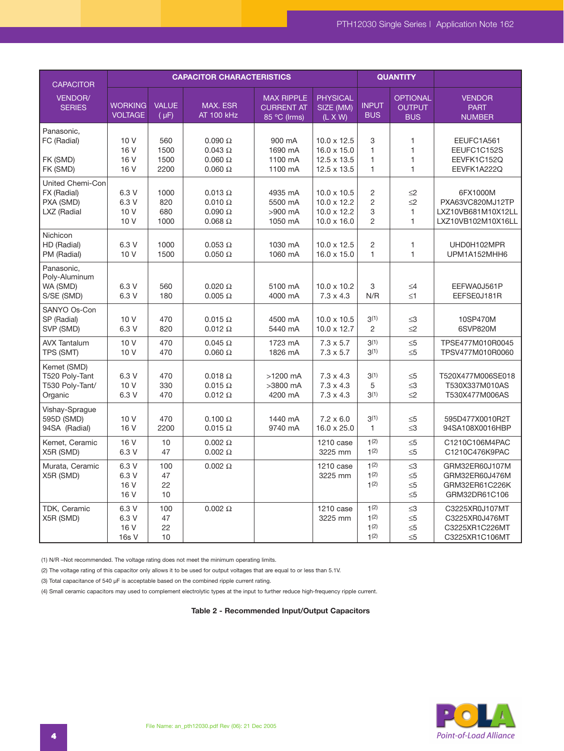| CAPACITOR VENDOR/ SERIES | CAPACITOR CHARACTERISTICS | | | | | QUANTITY | | VENDOR PART NUMBER |
|---|---|---|---|---|---|---|---|---|
| | WORKING VOLTAGE | VALUE (μF) | MAX. ESR AT 100 kHz | MAX RIPPLE CURRENT AT 85 °C (Irms) | PHYSICAL SIZE (MM) (L X W) | INPUT BUS | OPTIONAL OUTPUT BUS | |
| Panasonic, FC (Radial) | 10 V | 560 | 0.090 Ω | 900 mA | 10.0 x 12.5 | 3 | 1 | EEUFC1A561 |
| | 16 V | 1500 | 0.043 Ω | 1690 mA | 16.0 x 15.0 | 1 | 1 | EEUFC1C152S |
| FK (SMD) | 16 V | 1500 | 0.060 Ω | 1100 mA | 12.5 x 13.5 | 1 | 1 | EEVFK1C152Q |
| FK (SMD) | 16 V | 2200 | 0.060 Ω | 1100 mA | 12.5 x 13.5 | 1 | 1 | EEVFK1A222Q |
| United Chemi-Con FX (Radial) | 6.3 V | 1000 | 0.013 Ω | 4935 mA | 10.0 x 10.5 | 2 | ≤2 | 6FX1000M |
| PXA (SMD) | 6.3 V | 820 | 0.010 Ω | 5500 mA | 10.0 x 12.2 | 2 | ≤2 | PXA63VC820MJ12TP |
| LXZ (Radial | 10 V | 680 | 0.090 Ω | >900 mA | 10.0 x 12.2 | 3 | 1 | LXZ10VB681M10X12LL |
| | 10 V | 1000 | 0.068 Ω | 1050 mA | 10.0 x 16.0 | 2 | 1 | LXZ10VB102M10X16LL |
| Nichicon HD (Radial) | 6.3 V | 1000 | 0.053 Ω | 1030 mA | 10.0 x 12.5 | 2 | 1 | UHD0H102MPR |
| PM (Radial) | 10 V | 1500 | 0.050 Ω | 1060 mA | 16.0 x 15.0 | 1 | 1 | UPM1A152MHH6 |
| Panasonic, Poly-Aluminum WA (SMD) | 6.3 V | 560 | 0.020 Ω | 5100 mA | 10.0 x 10.2 | 3 | ≤4 | EEFWA0J561P |
| S/SE (SMD) | 6.3 V | 180 | 0.005 Ω | 4000 mA | 7.3 x 4.3 | N/R | ≤1 | EEFSE0J181R |
| SANYO Os-Con SP (Radial) | 10 V | 470 | 0.015 Ω | 4500 mA | 10.0 x 10.5 | 3(1) | ≤3 | 10SP470M |
| SVP (SMD) | 6.3 V | 820 | 0.012 Ω | 5440 mA | 10.0 x 12.7 | 2 | ≤2 | 6SVP820M |
| AVX Tantalum TPS (SMT) | 10 V | 470 | 0.045 Ω | 1723 mA | 7.3 x 5.7 | 3(1) | ≤5 | TPSE477M010R0045 |
| | 10 V | 470 | 0.060 Ω | 1826 mA | 7.3 x 5.7 | 3(1) | ≤5 | TPSV477M010R0060 |
| Kemet (SMD) T520 Poly-Tant | 6.3 V | 470 | 0.018 Ω | >1200 mA | 7.3 x 4.3 | 3(1) | ≤5 | T520X477M006SE018 |
| T530 Poly-Tant/ | 10 V | 330 | 0.015 Ω | >3800 mA | 7.3 x 4.3 | 5 | ≤3 | T530X337M010AS |
| Organic | 6.3 V | 470 | 0.012 Ω | 4200 mA | 7.3 x 4.3 | 3(1) | ≤2 | T530X477M006AS |
| Vishay-Sprague 595D (SMD) | 10 V | 470 | 0.100 Ω | 1440 mA | 7.2 x 6.0 | 3(1) | ≤5 | 595D477X0010R2T |
| 94SA (Radial) | 16 V | 2200 | 0.015 Ω | 9740 mA | 16.0 x 25.0 | 1 | ≤3 | 94SA108X0016HBP |
| Kemet, Ceramic X5R (SMD) | 16 V | 10 | 0.002 Ω | | 1210 case | 1(2) | ≤5 | C1210C106M4PAC |
| | 6.3 V | 47 | 0.002 Ω | | 3225 mm | 1(2) | ≤5 | C1210C476K9PAC |
| Murata, Ceramic X5R (SMD) | 6.3 V | 100 | 0.002 Ω | | 1210 case | 1(2) | ≤3 | GRM32ER60J107M |
| | 6.3 V | 47 | | | 3225 mm | 1(2) | ≤5 | GRM32ER60J476M |
| | 16 V | 22 | | | | 1(2) | ≤5 | GRM32ER61C226K |
| | 16 V | 10 | | | | | ≤5 | GRM32DR61C106 |
| TDK, Ceramic X5R (SMD) | 6.3 V | 100 | 0.002 Ω | | 1210 case | 1(2) | ≤3 | C3225XR0J107MT |
| | 6.3 V | 47 | | | 3225 mm | 1(2) | ≤5 | C3225XR0J476MT |
| | 16 V | 22 | | | | 1(2) | ≤5 | C3225XR1C226MT |
| | 16s V | 10 | | | | 1(2) | ≤5 | C3225XR1C106MT |

(1) N/R –Not recommended. The voltage rating does not meet the minimum operating limits.

(2) The voltage rating of this capacitor only allows it to be used for output voltages that are equal to or less than 5.1V.

(3) Total capacitance of 540 μF is acceptable based on the combined ripple current rating.

(4) Small ceramic capacitors may used to complement electrolytic types at the input to further reduce high-frequency ripple current.

**Table 2 - Recommended Input/Output Capacitors**

File Name: an_pth12030.pdf Rev (06): 21 Dec 2005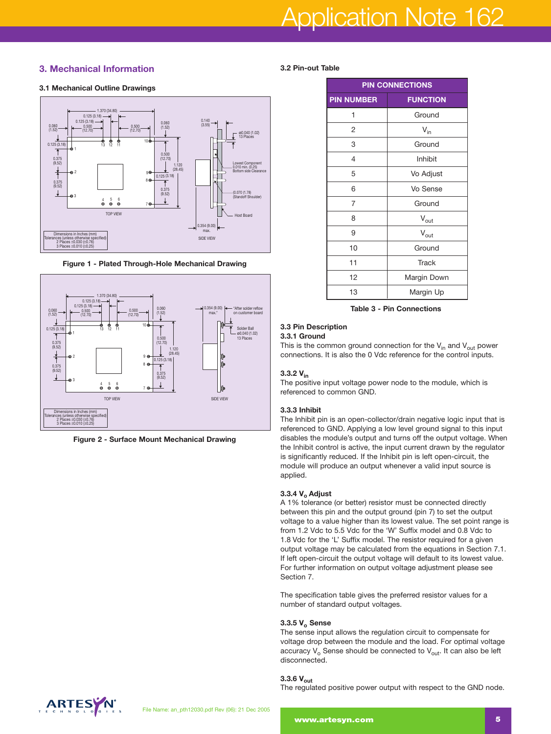## 3. Mechanical Information

### 3.1 Mechanical Outline Drawings

Figure 1 - Plated Through-Hole Mechanical Drawing

Figure 2 - Surface Mount Mechanical Drawing

### 3.2 Pin-out Table

| PIN CONNECTIONS | |
|---|---|
| **PIN NUMBER** | **FUNCTION** |
| 1 | Ground |
| 2 | $V_{in}$ |
| 3 | Ground |
| 4 | Inhibit |
| 5 | Vo Adjust |
| 6 | Vo Sense |
| 7 | Ground |
| 8 | $V_{out}$ |
| 9 | $V_{out}$ |
| 10 | Ground |
| 11 | Track |
| 12 | Margin Down |
| 13 | Margin Up |

Table 3 - Pin Connections

### 3.3 Pin Description

#### 3.3.1 Ground

This is the common ground connection for the $V_{in}$ and $V_{out}$ power connections. It is also the 0 Vdc reference for the control inputs.

#### 3.3.2 $V_{in}$

The positive input voltage power node to the module, which is referenced to common GND.

#### 3.3.3 Inhibit

The Inhibit pin is an open-collector/drain negative logic input that is referenced to GND. Applying a low level ground signal to this input disables the module's output and turns off the output voltage. When the Inhibit control is active, the input current drawn by the regulator is significantly reduced. If the Inhibit pin is left open-circuit, the module will produce an output whenever a valid input source is applied.

#### 3.3.4 $V_o$ Adjust

A 1% tolerance (or better) resistor must be connected directly between this pin and the output ground (pin 7) to set the output voltage to a value higher than its lowest value. The set point range is from 1.2 Vdc to 5.5 Vdc for the 'W' Suffix model and 0.8 Vdc to 1.8 Vdc for the 'L' Suffix model. The resistor required for a given output voltage may be calculated from the equations in Section 7.1. If left open-circuit the output voltage will default to its lowest value. For further information on output voltage adjustment please see Section 7.

The specification table gives the preferred resistor values for a number of standard output voltages.

#### 3.3.5 $V_o$ Sense

The sense input allows the regulation circuit to compensate for voltage drop between the module and the load. For optimal voltage accuracy $V_o$ Sense should be connected to $V_{out}$. It can also be left disconnected.

#### 3.3.6 $V_{out}$

The regulated positive power output with respect to the GND node.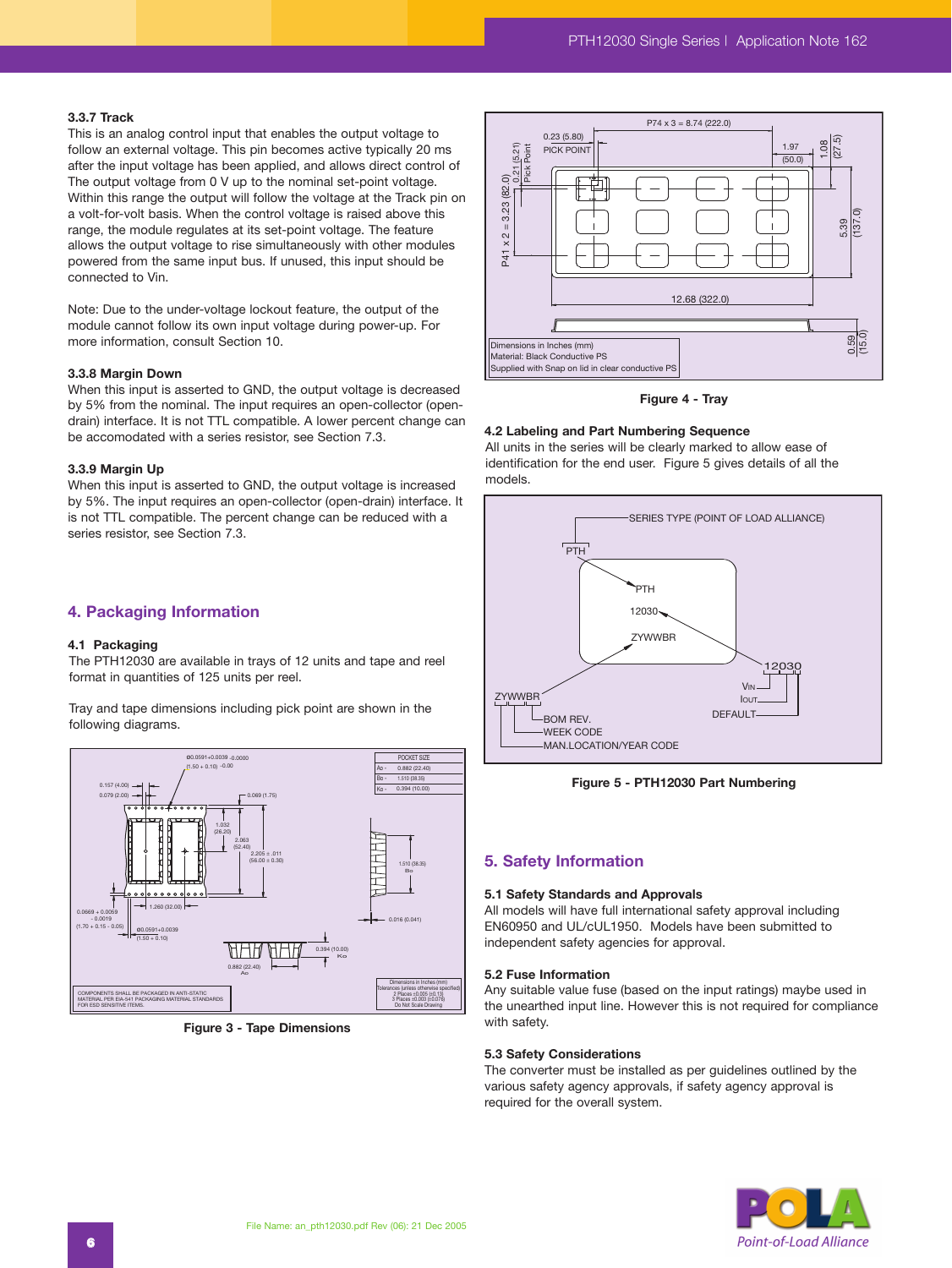### 3.3.7 Track

This is an analog control input that enables the output voltage to follow an external voltage. This pin becomes active typically 20 ms after the input voltage has been applied, and allows direct control of The output voltage from 0 V up to the nominal set-point voltage. Within this range the output will follow the voltage at the Track pin on a volt-for-volt basis. When the control voltage is raised above this range, the module regulates at its set-point voltage. The feature allows the output voltage to rise simultaneously with other modules powered from the same input bus. If unused, this input should be connected to Vin.

Note: Due to the under-voltage lockout feature, the output of the module cannot follow its own input voltage during power-up. For more information, consult Section 10.

### 3.3.8 Margin Down

When this input is asserted to GND, the output voltage is decreased by 5% from the nominal. The input requires an open-collector (open-drain) interface. It is not TTL compatible. A lower percent change can be accomodated with a series resistor, see Section 7.3.

### 3.3.9 Margin Up

When this input is asserted to GND, the output voltage is increased by 5%. The input requires an open-collector (open-drain) interface. It is not TTL compatible. The percent change can be reduced with a series resistor, see Section 7.3.

## 4. Packaging Information

### 4.1 Packaging

The PTH12030 are available in trays of 12 units and tape and reel format in quantities of 125 units per reel.

Tray and tape dimensions including pick point are shown in the following diagrams.

Figure 3 - Tape Dimensions

Figure 4 - Tray

### 4.2 Labeling and Part Numbering Sequence

All units in the series will be clearly marked to allow ease of identification for the end user. Figure 5 gives details of all the models.

Figure 5 - PTH12030 Part Numbering

## 5. Safety Information

### 5.1 Safety Standards and Approvals

All models will have full international safety approval including EN60950 and UL/cUL1950. Models have been submitted to independent safety agencies for approval.

### 5.2 Fuse Information

Any suitable value fuse (based on the input ratings) maybe used in the unearthed input line. However this is not required for compliance with safety.

### 5.3 Safety Considerations

The converter must be installed as per guidelines outlined by the various safety agency approvals, if safety agency approval is required for the overall system.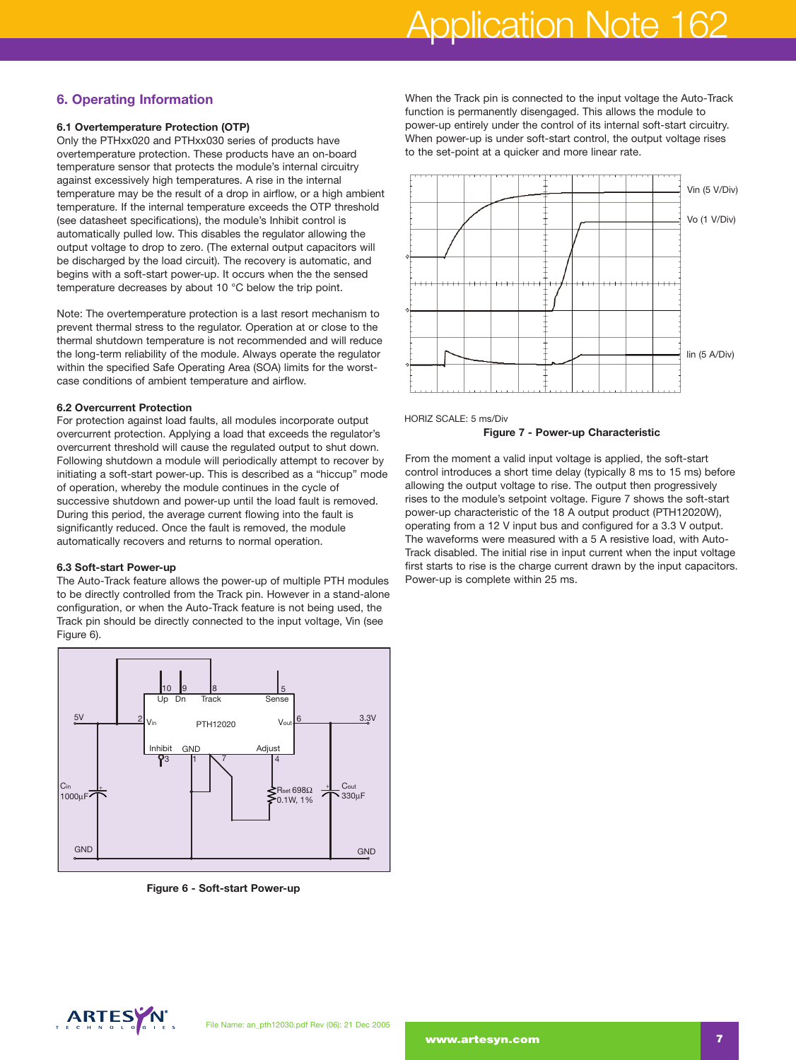## 6. Operating Information

### 6.1 Overtemperature Protection (OTP)

Only the PTHxx020 and PTHxx030 series of products have overtemperature protection. These products have an on-board temperature sensor that protects the module's internal circuitry against excessively high temperatures. A rise in the internal temperature may be the result of a drop in airflow, or a high ambient temperature. If the internal temperature exceeds the OTP threshold (see datasheet specifications), the module's Inhibit control is automatically pulled low. This disables the regulator allowing the output voltage to drop to zero. (The external output capacitors will be discharged by the load circuit). The recovery is automatic, and begins with a soft-start power-up. It occurs when the the sensed temperature decreases by about 10 °C below the trip point.

Note: The overtemperature protection is a last resort mechanism to prevent thermal stress to the regulator. Operation at or close to the thermal shutdown temperature is not recommended and will reduce the long-term reliability of the module. Always operate the regulator within the specified Safe Operating Area (SOA) limits for the worst-case conditions of ambient temperature and airflow.

### 6.2 Overcurrent Protection

For protection against load faults, all modules incorporate output overcurrent protection. Applying a load that exceeds the regulator's overcurrent threshold will cause the regulated output to shut down. Following shutdown a module will periodically attempt to recover by initiating a soft-start power-up. This is described as a "hiccup" mode of operation, whereby the module continues in the cycle of successive shutdown and power-up until the load fault is removed. During this period, the average current flowing into the fault is significantly reduced. Once the fault is removed, the module automatically recovers and returns to normal operation.

### 6.3 Soft-start Power-up

The Auto-Track feature allows the power-up of multiple PTH modules to be directly controlled from the Track pin. However in a stand-alone configuration, or when the Auto-Track feature is not being used, the Track pin should be directly connected to the input voltage, Vin (see Figure 6).

**Figure 6 - Soft-start Power-up**

When the Track pin is connected to the input voltage the Auto-Track function is permanently disengaged. This allows the module to power-up entirely under the control of its internal soft-start circuitry. When power-up is under soft-start control, the output voltage rises to the set-point at a quicker and more linear rate.

HORIZ SCALE: 5 ms/Div

**Figure 7 - Power-up Characteristic**

From the moment a valid input voltage is applied, the soft-start control introduces a short time delay (typically 8 ms to 15 ms) before allowing the output voltage to rise. The output then progressively rises to the module's setpoint voltage. Figure 7 shows the soft-start power-up characteristic of the 18 A output product (PTH12020W), operating from a 12 V input bus and configured for a 3.3 V output. The waveforms were measured with a 5 A resistive load, with Auto-Track disabled. The initial rise in input current when the input voltage first starts to rise is the charge current drawn by the input capacitors. Power-up is complete within 25 ms.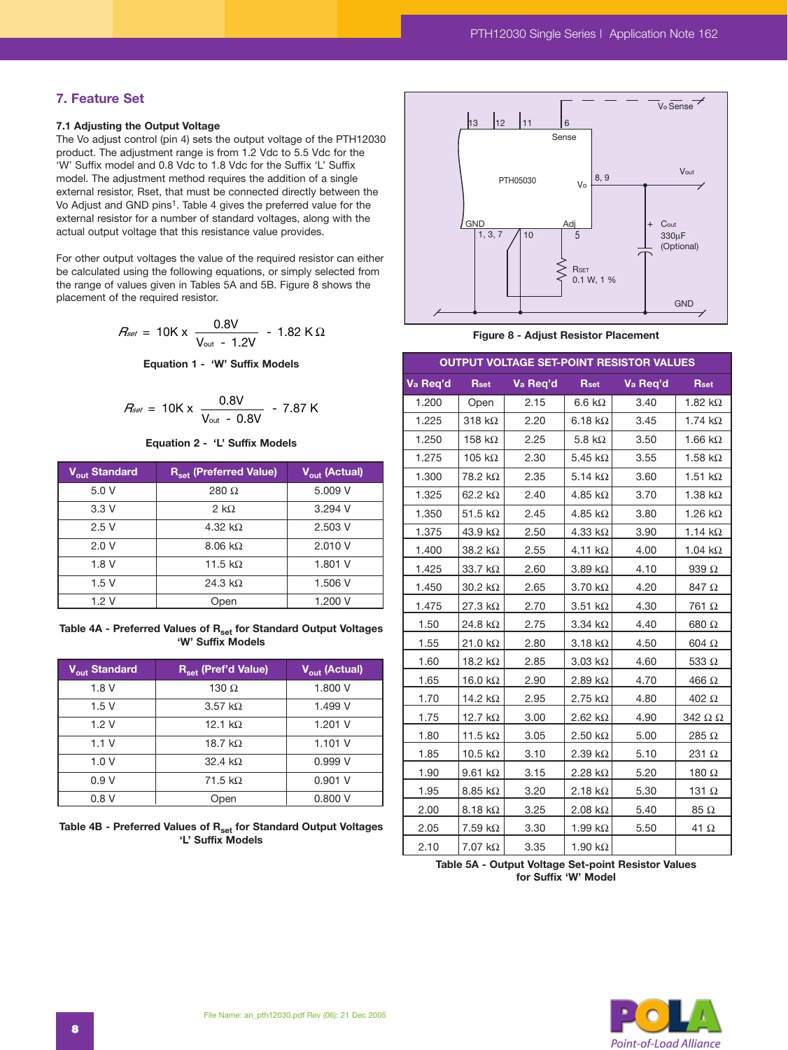## 7. Feature Set

### 7.1 Adjusting the Output Voltage

The Vo adjust control (pin 4) sets the output voltage of the PTH12030 product. The adjustment range is from 1.2 Vdc to 5.5 Vdc for the 'W' Suffix model and 0.8 Vdc to 1.8 Vdc for the Suffix 'L' Suffix model. The adjustment method requires the addition of a single external resistor, Rset, that must be connected directly between the Vo Adjust and GND pins[1]. Table 4 gives the preferred value for the external resistor for a number of standard voltages, along with the actual output voltage that this resistance value provides.

For other output voltages the value of the required resistor can either be calculated using the following equations, or simply selected from the range of values given in Tables 5A and 5B. Figure 8 shows the placement of the required resistor.

$$R_{set} = 10K \times \frac{0.8V}{V_{out} - 1.2V} - 1.82\,K\Omega$$

**Equation 1 - 'W' Suffix Models**

$$R_{set} = 10K \times \frac{0.8V}{V_{out} - 0.8V} - 7.87\,K$$

**Equation 2 - 'L' Suffix Models**

| $V_{out}$ Standard | $R_{set}$ (Preferred Value) | $V_{out}$ (Actual) |
|---|---|---|
| 5.0 V | 280 Ω | 5.009 V |
| 3.3 V | 2 kΩ | 3.294 V |
| 2.5 V | 4.32 kΩ | 2.503 V |
| 2.0 V | 8.06 kΩ | 2.010 V |
| 1.8 V | 11.5 kΩ | 1.801 V |
| 1.5 V | 24.3 kΩ | 1.506 V |
| 1.2 V | Open | 1.200 V |

**Table 4A - Preferred Values of $R_{set}$ for Standard Output Voltages 'W' Suffix Models**

| $V_{out}$ Standard | $R_{set}$ (Pref'd Value) | $V_{out}$ (Actual) |
|---|---|---|
| 1.8 V | 130 Ω | 1.800 V |
| 1.5 V | 3.57 kΩ | 1.499 V |
| 1.2 V | 12.1 kΩ | 1.201 V |
| 1.1 V | 18.7 kΩ | 1.101 V |
| 1.0 V | 32.4 kΩ | 0.999 V |
| 0.9 V | 71.5 kΩ | 0.901 V |
| 0.8 V | Open | 0.800 V |

**Table 4B - Preferred Values of $R_{set}$ for Standard Output Voltages 'L' Suffix Models**

**Figure 8 - Adjust Resistor Placement**

| OUTPUT VOLTAGE SET-POINT RESISTOR VALUES | | | | | |
|---|---|---|---|---|---|
| Va Req'd | Rset | Va Req'd | Rset | Va Req'd | Rset |
| 1.200 | Open | 2.15 | 6.6 kΩ | 3.40 | 1.82 kΩ |
| 1.225 | 318 kΩ | 2.20 | 6.18 kΩ | 3.45 | 1.74 kΩ |
| 1.250 | 158 kΩ | 2.25 | 5.8 kΩ | 3.50 | 1.66 kΩ |
| 1.275 | 105 kΩ | 2.30 | 5.45 kΩ | 3.55 | 1.58 kΩ |
| 1.300 | 78.2 kΩ | 2.35 | 5.14 kΩ | 3.60 | 1.51 kΩ |
| 1.325 | 62.2 kΩ | 2.40 | 4.85 kΩ | 3.70 | 1.38 kΩ |
| 1.350 | 51.5 kΩ | 2.45 | 4.85 kΩ | 3.80 | 1.26 kΩ |
| 1.375 | 43.9 kΩ | 2.50 | 4.33 kΩ | 3.90 | 1.14 kΩ |
| 1.400 | 38.2 kΩ | 2.55 | 4.11 kΩ | 4.00 | 1.04 kΩ |
| 1.425 | 33.7 kΩ | 2.60 | 3.89 kΩ | 4.10 | 939 Ω |
| 1.450 | 30.2 kΩ | 2.65 | 3.70 kΩ | 4.20 | 847 Ω |
| 1.475 | 27.3 kΩ | 2.70 | 3.51 kΩ | 4.30 | 761 Ω |
| 1.50 | 24.8 kΩ | 2.75 | 3.34 kΩ | 4.40 | 680 Ω |
| 1.55 | 21.0 kΩ | 2.80 | 3.18 kΩ | 4.50 | 604 Ω |
| 1.60 | 18.2 kΩ | 2.85 | 3.03 kΩ | 4.60 | 533 Ω |
| 1.65 | 16.0 kΩ | 2.90 | 2.89 kΩ | 4.70 | 466 Ω |
| 1.70 | 14.2 kΩ | 2.95 | 2.75 kΩ | 4.80 | 402 Ω |
| 1.75 | 12.7 kΩ | 3.00 | 2.62 kΩ | 4.90 | 342 Ω Ω |
| 1.80 | 11.5 kΩ | 3.05 | 2.50 kΩ | 5.00 | 285 Ω |
| 1.85 | 10.5 kΩ | 3.10 | 2.39 kΩ | 5.10 | 231 Ω |
| 1.90 | 9.61 kΩ | 3.15 | 2.28 kΩ | 5.20 | 180 Ω |
| 1.95 | 8.85 kΩ | 3.20 | 2.18 kΩ | 5.30 | 131 Ω |
| 2.00 | 8.18 kΩ | 3.25 | 2.08 kΩ | 5.40 | 85 Ω |
| 2.05 | 7.59 kΩ | 3.30 | 1.99 kΩ | 5.50 | 41 Ω |
| 2.10 | 7.07 kΩ | 3.35 | 1.90 kΩ | | |

**Table 5A - Output Voltage Set-point Resistor Values for Suffix 'W' Model**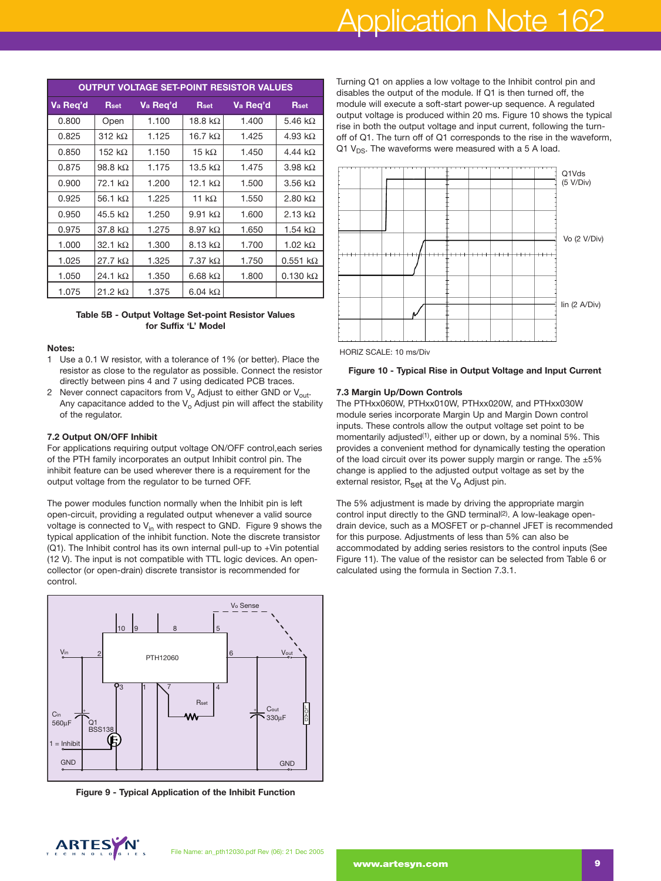| OUTPUT VOLTAGE SET-POINT RESISTOR VALUES | | | | | |
|---|---|---|---|---|---|
| $V_a$ Req'd | $R_{set}$ | $V_a$ Req'd | $R_{set}$ | $V_a$ Req'd | $R_{set}$ |
| 0.800 | Open | 1.100 | 18.8 kΩ | 1.400 | 5.46 kΩ |
| 0.825 | 312 kΩ | 1.125 | 16.7 kΩ | 1.425 | 4.93 kΩ |
| 0.850 | 152 kΩ | 1.150 | 15 kΩ | 1.450 | 4.44 kΩ |
| 0.875 | 98.8 kΩ | 1.175 | 13.5 kΩ | 1.475 | 3.98 kΩ |
| 0.900 | 72.1 kΩ | 1.200 | 12.1 kΩ | 1.500 | 3.56 kΩ |
| 0.925 | 56.1 kΩ | 1.225 | 11 kΩ | 1.550 | 2.80 kΩ |
| 0.950 | 45.5 kΩ | 1.250 | 9.91 kΩ | 1.600 | 2.13 kΩ |
| 0.975 | 37.8 kΩ | 1.275 | 8.97 kΩ | 1.650 | 1.54 kΩ |
| 1.000 | 32.1 kΩ | 1.300 | 8.13 kΩ | 1.700 | 1.02 kΩ |
| 1.025 | 27.7 kΩ | 1.325 | 7.37 kΩ | 1.750 | 0.551 kΩ |
| 1.050 | 24.1 kΩ | 1.350 | 6.68 kΩ | 1.800 | 0.130 kΩ |
| 1.075 | 21.2 kΩ | 1.375 | 6.04 kΩ | | |

**Table 5B - Output Voltage Set-point Resistor Values for Suffix 'L' Model**

**Notes:**

1. Use a 0.1 W resistor, with a tolerance of 1% (or better). Place the resistor as close to the regulator as possible. Connect the resistor directly between pins 4 and 7 using dedicated PCB traces.
2. Never connect capacitors from $V_o$ Adjust to either GND or $V_{out}$. Any capacitance added to the $V_o$ Adjust pin will affect the stability of the regulator.

### 7.2 Output ON/OFF Inhibit

For applications requiring output voltage ON/OFF control,each series of the PTH family incorporates an output Inhibit control pin. The inhibit feature can be used wherever there is a requirement for the output voltage from the regulator to be turned OFF.

The power modules function normally when the Inhibit pin is left open-circuit, providing a regulated output whenever a valid source voltage is connected to $V_{in}$ with respect to GND. Figure 9 shows the typical application of the inhibit function. Note the discrete transistor (Q1). The Inhibit control has its own internal pull-up to +Vin potential (12 V). The input is not compatible with TTL logic devices. An open-collector (or open-drain) discrete transistor is recommended for control.

**Figure 9 - Typical Application of the Inhibit Function**

Turning Q1 on applies a low voltage to the Inhibit control pin and disables the output of the module. If Q1 is then turned off, the module will execute a soft-start power-up sequence. A regulated output voltage is produced within 20 ms. Figure 10 shows the typical rise in both the output voltage and input current, following the turn-off of Q1. The turn off of Q1 corresponds to the rise in the waveform, Q1 $V_{DS}$. The waveforms were measured with a 5 A load.

HORIZ SCALE: 10 ms/Div

**Figure 10 - Typical Rise in Output Voltage and Input Current**

### 7.3 Margin Up/Down Controls

The PTHxx060W, PTHxx010W, PTHxx020W, and PTHxx030W module series incorporate Margin Up and Margin Down control inputs. These controls allow the output voltage set point to be momentarily adjusted[1], either up or down, by a nominal 5%. This provides a convenient method for dynamically testing the operation of the load circuit over its power supply margin or range. The ±5% change is applied to the adjusted output voltage as set by the external resistor, $R_{set}$ at the $V_o$ Adjust pin.

The 5% adjustment is made by driving the appropriate margin control input directly to the GND terminal[2]. A low-leakage open-drain device, such as a MOSFET or p-channel JFET is recommended for this purpose. Adjustments of less than 5% can also be accommodated by adding series resistors to the control inputs (See Figure 11). The value of the resistor can be selected from Table 6 or calculated using the formula in Section 7.3.1.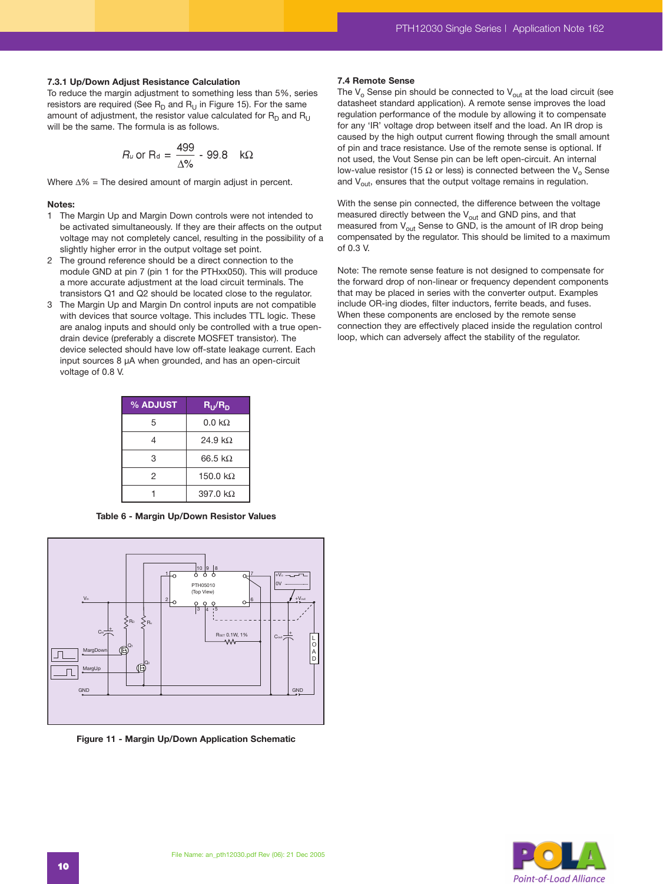### 7.3.1 Up/Down Adjust Resistance Calculation

To reduce the margin adjustment to something less than 5%, series resistors are required (See $R_D$ and $R_U$ in Figure 15). For the same amount of adjustment, the resistor value calculated for $R_D$ and $R_U$ will be the same. The formula is as follows.

$$R_u \text{ or } R_d = \frac{499}{\Delta\%} - 99.8 \quad k\Omega$$

Where Δ% = The desired amount of margin adjust in percent.

**Notes:**

1. The Margin Up and Margin Down controls were not intended to be activated simultaneously. If they are their affects on the output voltage may not completely cancel, resulting in the possibility of a slightly higher error in the output voltage set point.
2. The ground reference should be a direct connection to the module GND at pin 7 (pin 1 for the PTHxx050). This will produce a more accurate adjustment at the load circuit terminals. The transistors Q1 and Q2 should be located close to the regulator.
3. The Margin Up and Margin Dn control inputs are not compatible with devices that source voltage. This includes TTL logic. These are analog inputs and should only be controlled with a true open-drain device (preferably a discrete MOSFET transistor). The device selected should have low off-state leakage current. Each input sources 8 µA when grounded, and has an open-circuit voltage of 0.8 V.

| % ADJUST | $R_U$/$R_D$ |
|---|---|
| 5 | 0.0 kΩ |
| 4 | 24.9 kΩ |
| 3 | 66.5 kΩ |
| 2 | 150.0 kΩ |
| 1 | 397.0 kΩ |

**Table 6 - Margin Up/Down Resistor Values**

**Figure 11 - Margin Up/Down Application Schematic**

### 7.4 Remote Sense

The $V_o$ Sense pin should be connected to $V_{out}$ at the load circuit (see datasheet standard application). A remote sense improves the load regulation performance of the module by allowing it to compensate for any 'IR' voltage drop between itself and the load. An IR drop is caused by the high output current flowing through the small amount of pin and trace resistance. Use of the remote sense is optional. If not used, the Vout Sense pin can be left open-circuit. An internal low-value resistor (15 Ω or less) is connected between the $V_o$ Sense and $V_{out}$, ensures that the output voltage remains in regulation.

With the sense pin connected, the difference between the voltage measured directly between the $V_{out}$ and GND pins, and that measured from $V_{out}$ Sense to GND, is the amount of IR drop being compensated by the regulator. This should be limited to a maximum of 0.3 V.

Note: The remote sense feature is not designed to compensate for the forward drop of non-linear or frequency dependent components that may be placed in series with the converter output. Examples include OR-ing diodes, filter inductors, ferrite beads, and fuses. When these components are enclosed by the remote sense connection they are effectively placed inside the regulation control loop, which can adversely affect the stability of the regulator.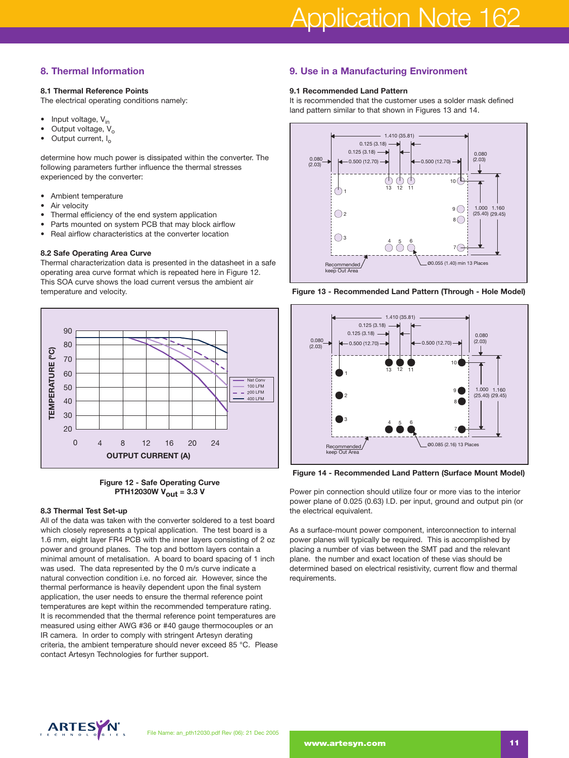## 8. Thermal Information

### 8.1 Thermal Reference Points

The electrical operating conditions namely:

- Input voltage, $V_{in}$
- Output voltage, $V_o$
- Output current, $I_o$

determine how much power is dissipated within the converter. The following parameters further influence the thermal stresses experienced by the converter:

- Ambient temperature
- Air velocity
- Thermal efficiency of the end system application
- Parts mounted on system PCB that may block airflow
- Real airflow characteristics at the converter location

### 8.2 Safe Operating Area Curve

Thermal characterization data is presented in the datasheet in a safe operating area curve format which is repeated here in Figure 12. This SOA curve shows the load current versus the ambient air temperature and velocity.

Figure 12 - Safe Operating Curve PTH12030W $V_{out}$ = 3.3 V

### 8.3 Thermal Test Set-up

All of the data was taken with the converter soldered to a test board which closely represents a typical application. The test board is a 1.6 mm, eight layer FR4 PCB with the inner layers consisting of 2 oz power and ground planes. The top and bottom layers contain a minimal amount of metalisation. A board to board spacing of 1 inch was used. The data represented by the 0 m/s curve indicate a natural convection condition i.e. no forced air. However, since the thermal performance is heavily dependent upon the final system application, the user needs to ensure the thermal reference point temperatures are kept within the recommended temperature rating. It is recommended that the thermal reference point temperatures are measured using either AWG #36 or #40 gauge thermocouples or an IR camera. In order to comply with stringent Artesyn derating criteria, the ambient temperature should never exceed 85 °C. Please contact Artesyn Technologies for further support.

## 9. Use in a Manufacturing Environment

### 9.1 Recommended Land Pattern

It is recommended that the customer uses a solder mask defined land pattern similar to that shown in Figures 13 and 14.

Figure 13 - Recommended Land Pattern (Through - Hole Model)

Figure 14 - Recommended Land Pattern (Surface Mount Model)

Power pin connection should utilize four or more vias to the interior power plane of 0.025 (0.63) I.D. per input, ground and output pin (or the electrical equivalent.

As a surface-mount power component, interconnection to internal power planes will typically be required. This is accomplished by placing a number of vias between the SMT pad and the relevant plane. the number and exact location of these vias should be determined based on electrical resistivity, current flow and thermal requirements.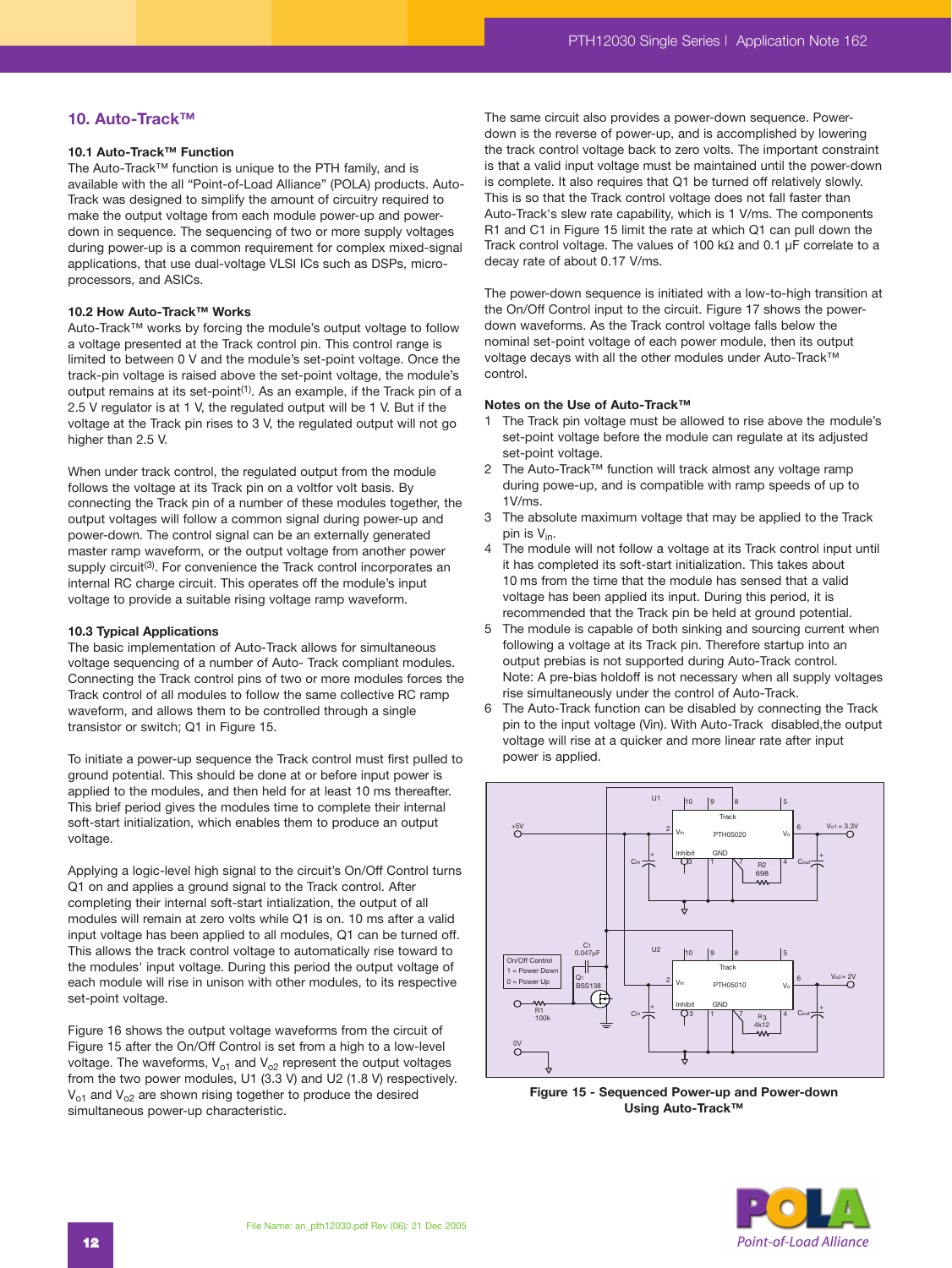## 10. Auto-Track™

### 10.1 Auto-Track™ Function

The Auto-Track™ function is unique to the PTH family, and is available with the all "Point-of-Load Alliance" (POLA) products. Auto-Track was designed to simplify the amount of circuitry required to make the output voltage from each module power-up and power-down in sequence. The sequencing of two or more supply voltages during power-up is a common requirement for complex mixed-signal applications, that use dual-voltage VLSI ICs such as DSPs, micro-processors, and ASICs.

### 10.2 How Auto-Track™ Works

Auto-Track™ works by forcing the module's output voltage to follow a voltage presented at the Track control pin. This control range is limited to between 0 V and the module's set-point voltage. Once the track-pin voltage is raised above the set-point voltage, the module's output remains at its set-point[(1)]. As an example, if the Track pin of a 2.5 V regulator is at 1 V, the regulated output will be 1 V. But if the voltage at the Track pin rises to 3 V, the regulated output will not go higher than 2.5 V.

When under track control, the regulated output from the module follows the voltage at its Track pin on a voltfor volt basis. By connecting the Track pin of a number of these modules together, the output voltages will follow a common signal during power-up and power-down. The control signal can be an externally generated master ramp waveform, or the output voltage from another power supply circuit[(3)]. For convenience the Track control incorporates an internal RC charge circuit. This operates off the module's input voltage to provide a suitable rising voltage ramp waveform.

### 10.3 Typical Applications

The basic implementation of Auto-Track allows for simultaneous voltage sequencing of a number of Auto- Track compliant modules. Connecting the Track control pins of two or more modules forces the Track control of all modules to follow the same collective RC ramp waveform, and allows them to be controlled through a single transistor or switch; Q1 in Figure 15.

To initiate a power-up sequence the Track control must first pulled to ground potential. This should be done at or before input power is applied to the modules, and then held for at least 10 ms thereafter. This brief period gives the modules time to complete their internal soft-start initialization, which enables them to produce an output voltage.

Applying a logic-level high signal to the circuit's On/Off Control turns Q1 on and applies a ground signal to the Track control. After completing their internal soft-start intialization, the output of all modules will remain at zero volts while Q1 is on. 10 ms after a valid input voltage has been applied to all modules, Q1 can be turned off. This allows the track control voltage to automatically rise toward to the modules' input voltage. During this period the output voltage of each module will rise in unison with other modules, to its respective set-point voltage.

Figure 16 shows the output voltage waveforms from the circuit of Figure 15 after the On/Off Control is set from a high to a low-level voltage. The waveforms, $V_{o1}$ and $V_{o2}$ represent the output voltages from the two power modules, U1 (3.3 V) and U2 (1.8 V) respectively. $V_{o1}$ and $V_{o2}$ are shown rising together to produce the desired simultaneous power-up characteristic.

The same circuit also provides a power-down sequence. Power-down is the reverse of power-up, and is accomplished by lowering the track control voltage back to zero volts. The important constraint is that a valid input voltage must be maintained until the power-down is complete. It also requires that Q1 be turned off relatively slowly. This is so that the Track control voltage does not fall faster than Auto-Track's slew rate capability, which is 1 V/ms. The components R1 and C1 in Figure 15 limit the rate at which Q1 can pull down the Track control voltage. The values of 100 kΩ and 0.1 µF correlate to a decay rate of about 0.17 V/ms.

The power-down sequence is initiated with a low-to-high transition at the On/Off Control input to the circuit. Figure 17 shows the power-down waveforms. As the Track control voltage falls below the nominal set-point voltage of each power module, then its output voltage decays with all the other modules under Auto-Track™ control.

### Notes on the Use of Auto-Track™

1. The Track pin voltage must be allowed to rise above the module's set-point voltage before the module can regulate at its adjusted set-point voltage.
2. The Auto-Track™ function will track almost any voltage ramp during powe-up, and is compatible with ramp speeds of up to 1V/ms.
3. The absolute maximum voltage that may be applied to the Track pin is $V_{in}$.
4. The module will not follow a voltage at its Track control input until it has completed its soft-start initialization. This takes about 10 ms from the time that the module has sensed that a valid voltage has been applied its input. During this period, it is recommended that the Track pin be held at ground potential.
5. The module is capable of both sinking and sourcing current when following a voltage at its Track pin. Therefore startup into an output prebias is not supported during Auto-Track control. Note: A pre-bias holdoff is not necessary when all supply voltages rise simultaneously under the control of Auto-Track.
6. The Auto-Track function can be disabled by connecting the Track pin to the input voltage (Vin). With Auto-Track disabled,the output voltage will rise at a quicker and more linear rate after input power is applied.

Figure 15 - Sequenced Power-up and Power-down Using Auto-Track™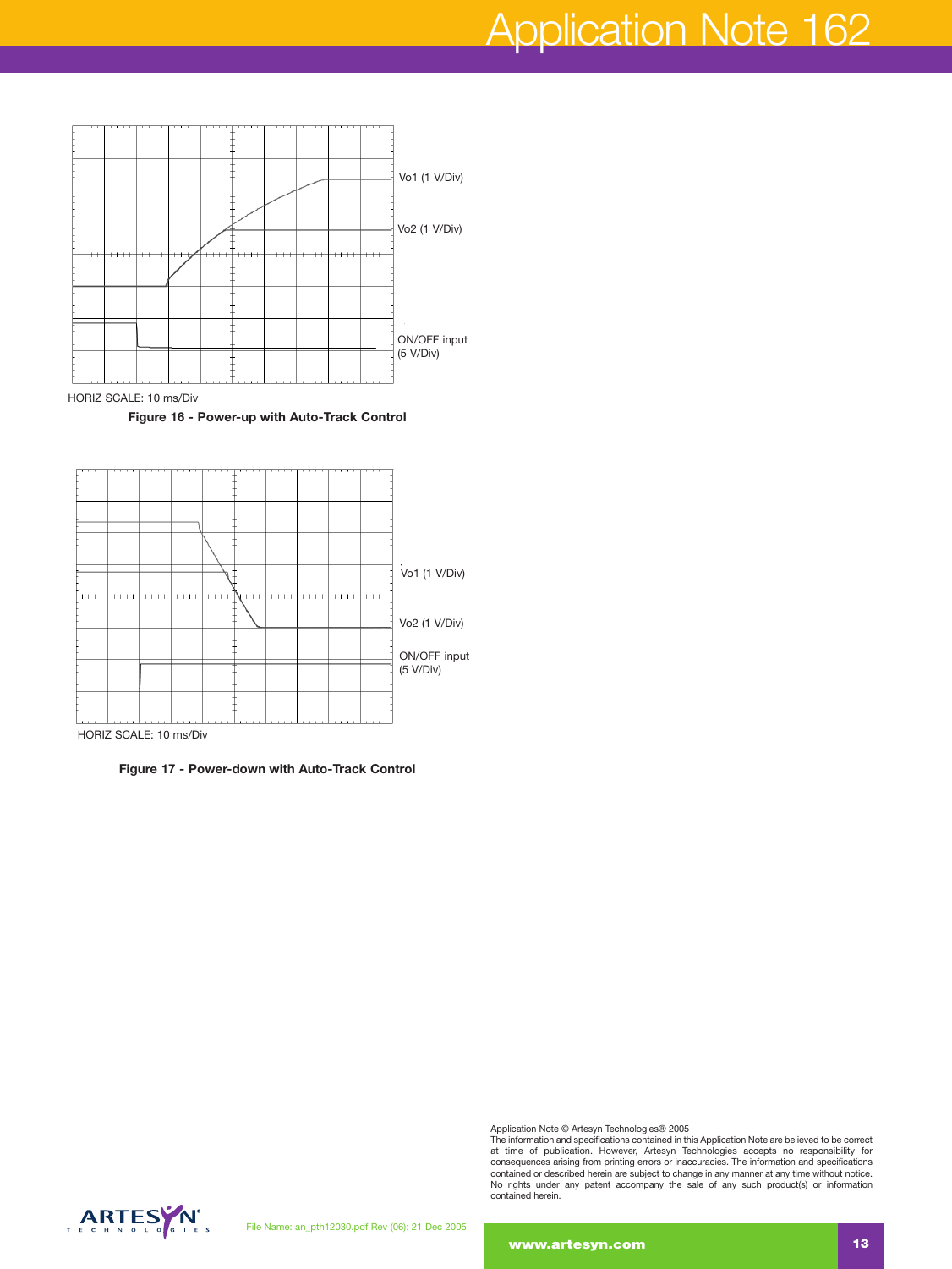Vo1 (1 V/Div)

Vo2 (1 V/Div)

ON/OFF input
(5 V/Div)

HORIZ SCALE: 10 ms/Div

**Figure 16 - Power-up with Auto-Track Control**

Vo1 (1 V/Div)

Vo2 (1 V/Div)

ON/OFF input
(5 V/Div)

HORIZ SCALE: 10 ms/Div

**Figure 17 - Power-down with Auto-Track Control**

Application Note © Artesyn Technologies® 2005
The information and specifications contained in this Application Note are believed to be correct at time of publication. However, Artesyn Technologies accepts no responsibility for consequences arising from printing errors or inaccuracies. The information and specifications contained or described herein are subject to change in any manner at any time without notice. No rights under any patent accompany the sale of any such product(s) or information contained herein.

File Name: an_pth12030.pdf Rev (06): 21 Dec 2005

www.artesyn.com